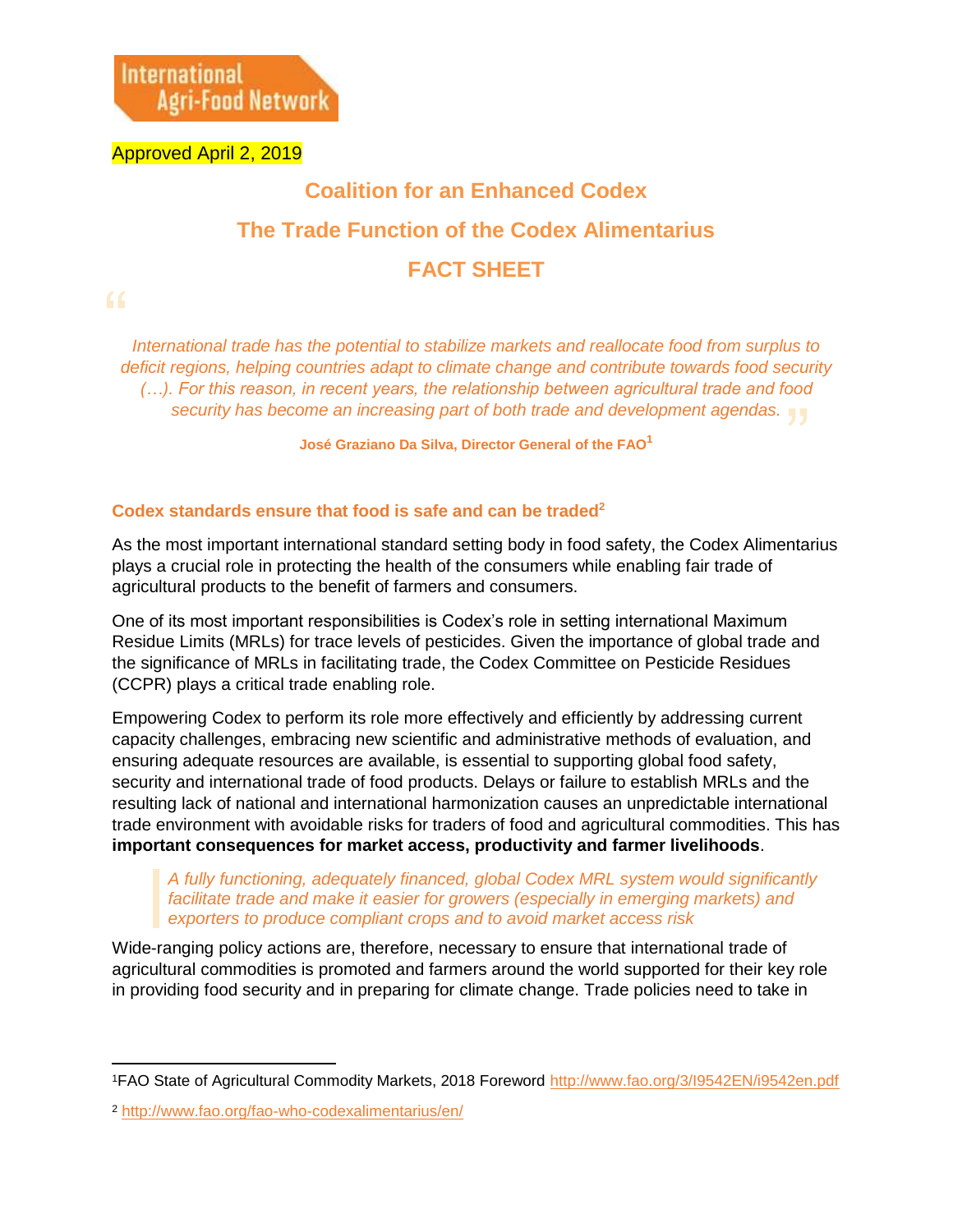International Agri-Food Network

Approved April 2, 2019

# Coalition for an Enhanced Codex

# The Trade Function of the Codex Alimentarius

# FACT SHEET

> *International trade has the potential to stabilize markets and reallocate food from surplus to deficit regions, helping countries adapt to climate change and contribute towards food security (…). For this reason, in recent years, the relationship between agricultural trade and food security has become an increasing part of both trade and development agendas.*
>
> **José Graziano Da Silva, Director General of the FAO[1]**

## Codex standards ensure that food is safe and can be traded[2]

As the most important international standard setting body in food safety, the Codex Alimentarius plays a crucial role in protecting the health of the consumers while enabling fair trade of agricultural products to the benefit of farmers and consumers.

One of its most important responsibilities is Codex's role in setting international Maximum Residue Limits (MRLs) for trace levels of pesticides. Given the importance of global trade and the significance of MRLs in facilitating trade, the Codex Committee on Pesticide Residues (CCPR) plays a critical trade enabling role.

Empowering Codex to perform its role more effectively and efficiently by addressing current capacity challenges, embracing new scientific and administrative methods of evaluation, and ensuring adequate resources are available, is essential to supporting global food safety, security and international trade of food products. Delays or failure to establish MRLs and the resulting lack of national and international harmonization causes an unpredictable international trade environment with avoidable risks for traders of food and agricultural commodities. This has **important consequences for market access, productivity and farmer livelihoods**.

> *A fully functioning, adequately financed, global Codex MRL system would significantly facilitate trade and make it easier for growers (especially in emerging markets) and exporters to produce compliant crops and to avoid market access risk*

Wide-ranging policy actions are, therefore, necessary to ensure that international trade of agricultural commodities is promoted and farmers around the world supported for their key role in providing food security and in preparing for climate change. Trade policies need to take in

---

[1] FAO State of Agricultural Commodity Markets, 2018 Foreword http://www.fao.org/3/I9542EN/i9542en.pdf

[2] http://www.fao.org/fao-who-codexalimentarius/en/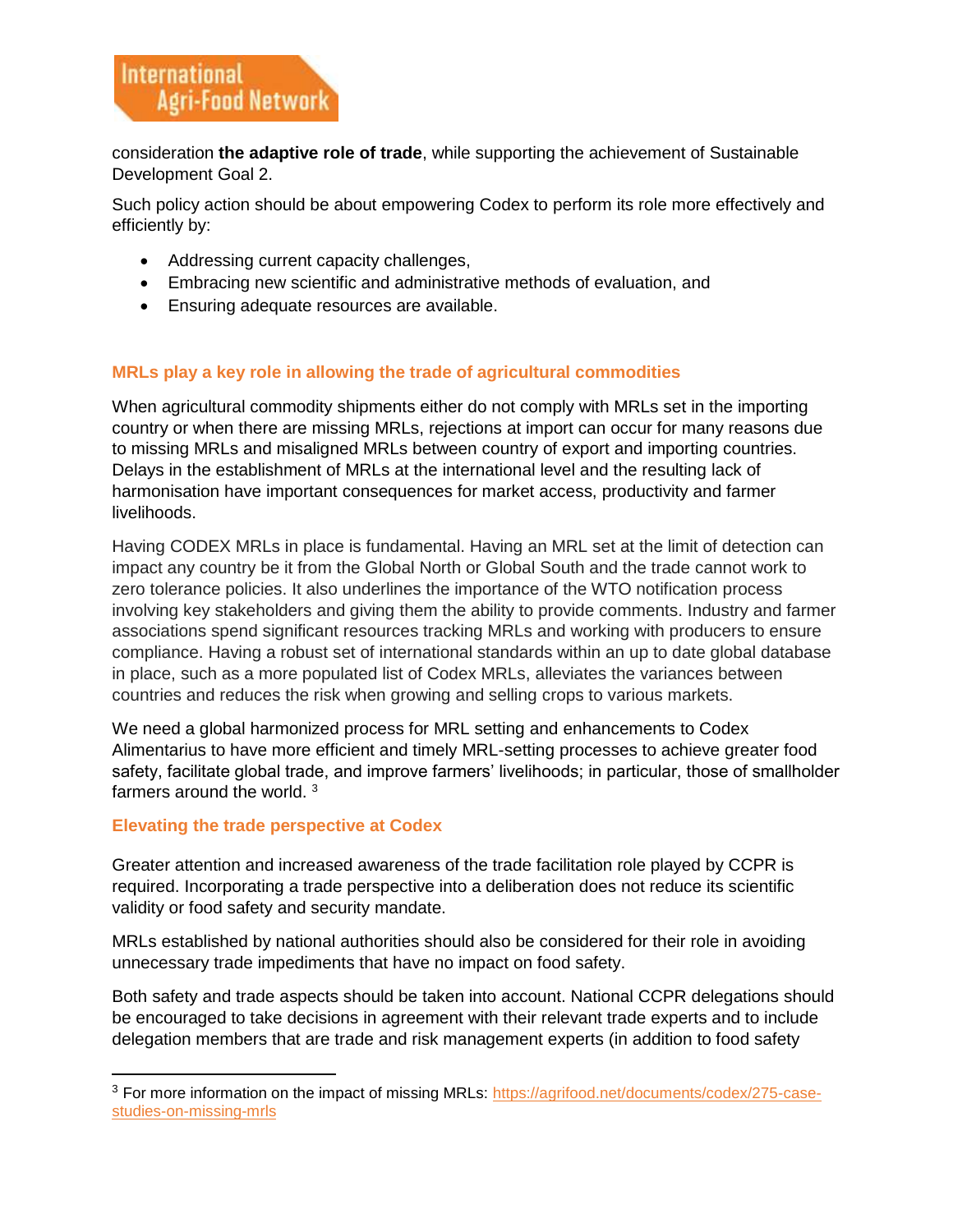consideration **the adaptive role of trade**, while supporting the achievement of Sustainable Development Goal 2.

Such policy action should be about empowering Codex to perform its role more effectively and efficiently by:

- Addressing current capacity challenges,
- Embracing new scientific and administrative methods of evaluation, and
- Ensuring adequate resources are available.

## MRLs play a key role in allowing the trade of agricultural commodities

When agricultural commodity shipments either do not comply with MRLs set in the importing country or when there are missing MRLs, rejections at import can occur for many reasons due to missing MRLs and misaligned MRLs between country of export and importing countries. Delays in the establishment of MRLs at the international level and the resulting lack of harmonisation have important consequences for market access, productivity and farmer livelihoods.

Having CODEX MRLs in place is fundamental. Having an MRL set at the limit of detection can impact any country be it from the Global North or Global South and the trade cannot work to zero tolerance policies. It also underlines the importance of the WTO notification process involving key stakeholders and giving them the ability to provide comments. Industry and farmer associations spend significant resources tracking MRLs and working with producers to ensure compliance. Having a robust set of international standards within an up to date global database in place, such as a more populated list of Codex MRLs, alleviates the variances between countries and reduces the risk when growing and selling crops to various markets.

We need a global harmonized process for MRL setting and enhancements to Codex Alimentarius to have more efficient and timely MRL-setting processes to achieve greater food safety, facilitate global trade, and improve farmers' livelihoods; in particular, those of smallholder farmers around the world. [3]

## Elevating the trade perspective at Codex

Greater attention and increased awareness of the trade facilitation role played by CCPR is required. Incorporating a trade perspective into a deliberation does not reduce its scientific validity or food safety and security mandate.

MRLs established by national authorities should also be considered for their role in avoiding unnecessary trade impediments that have no impact on food safety.

Both safety and trade aspects should be taken into account. National CCPR delegations should be encouraged to take decisions in agreement with their relevant trade experts and to include delegation members that are trade and risk management experts (in addition to food safety

---

[3] For more information on the impact of missing MRLs: https://agrifood.net/documents/codex/275-case-studies-on-missing-mrls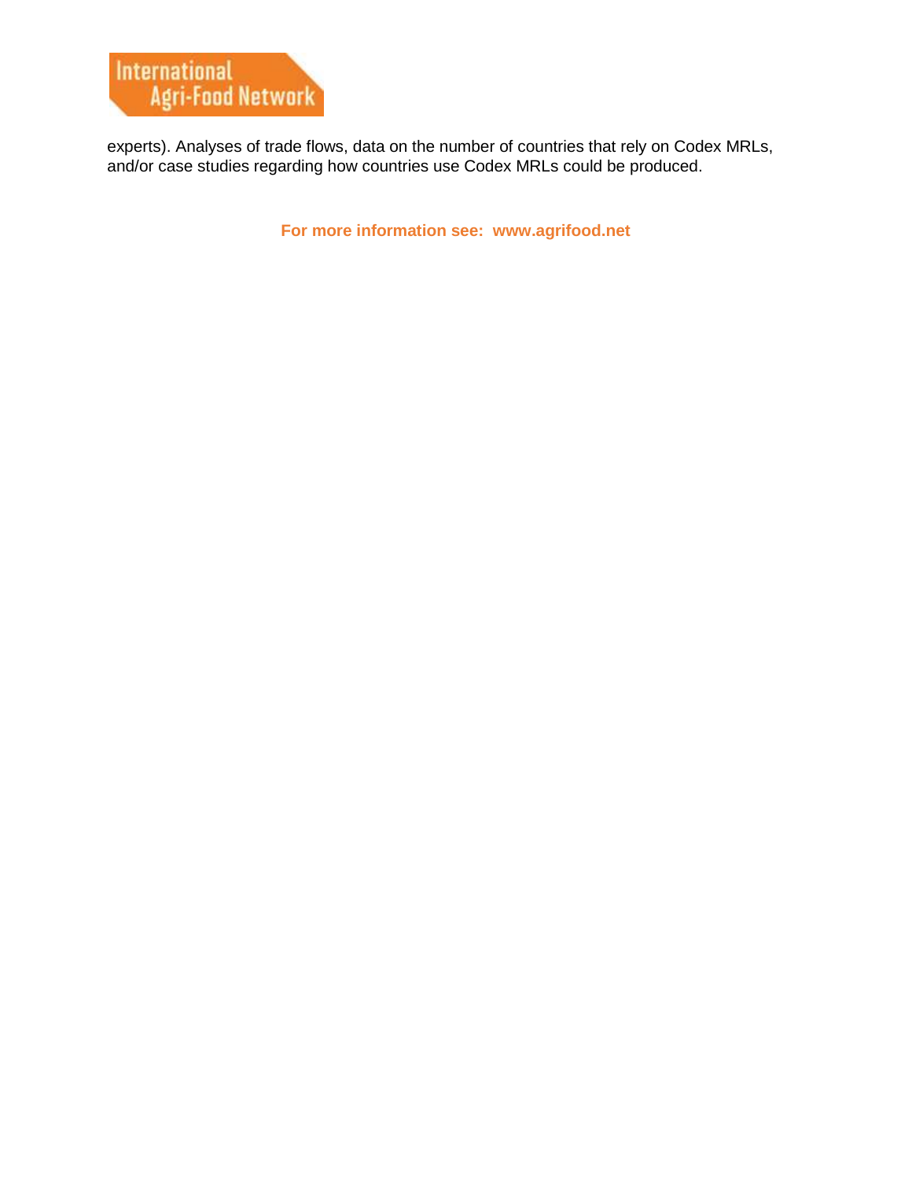experts). Analyses of trade flows, data on the number of countries that rely on Codex MRLs, and/or case studies regarding how countries use Codex MRLs could be produced.

**For more information see: www.agrifood.net**